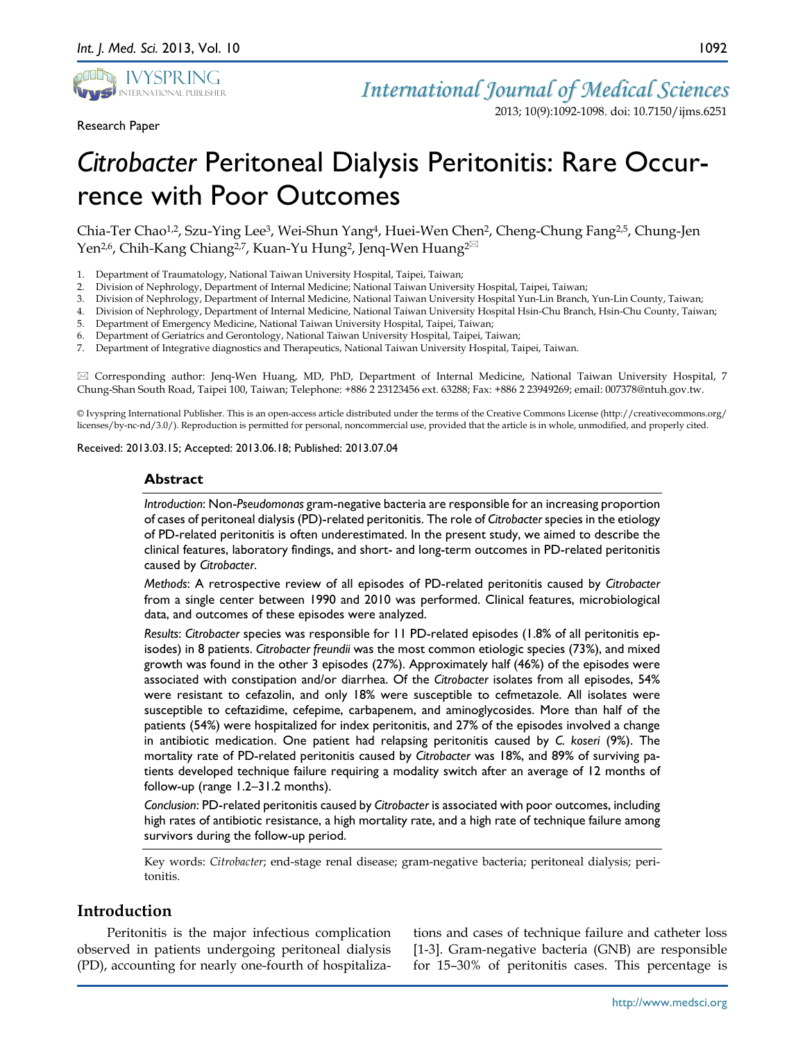Research Paper

# *Citrobacter* Peritoneal Dialysis Peritonitis: Rare Occurrence with Poor Outcomes

Chia-Ter Chao[1,2], Szu-Ying Lee[3], Wei-Shun Yang[4], Huei-Wen Chen[2], Cheng-Chung Fang[2,5], Chung-Jen Yen[2,6], Chih-Kang Chiang[2,7], Kuan-Yu Hung[2], Jenq-Wen Huang[2]✉

1. Department of Traumatology, National Taiwan University Hospital, Taipei, Taiwan;
2. Division of Nephrology, Department of Internal Medicine; National Taiwan University Hospital, Taipei, Taiwan;
3. Division of Nephrology, Department of Internal Medicine, National Taiwan University Hospital Yun-Lin Branch, Yun-Lin County, Taiwan;
4. Division of Nephrology, Department of Internal Medicine, National Taiwan University Hospital Hsin-Chu Branch, Hsin-Chu County, Taiwan;
5. Department of Emergency Medicine, National Taiwan University Hospital, Taipei, Taiwan;
6. Department of Geriatrics and Gerontology, National Taiwan University Hospital, Taipei, Taiwan;
7. Department of Integrative diagnostics and Therapeutics, National Taiwan University Hospital, Taipei, Taiwan.

✉ Corresponding author: Jenq-Wen Huang, MD, PhD, Department of Internal Medicine, National Taiwan University Hospital, 7 Chung-Shan South Road, Taipei 100, Taiwan; Telephone: +886 2 23123456 ext. 63288; Fax: +886 2 23949269; email: 007378@ntuh.gov.tw.

© Ivyspring International Publisher. This is an open-access article distributed under the terms of the Creative Commons License (http://creativecommons.org/licenses/by-nc-nd/3.0/). Reproduction is permitted for personal, noncommercial use, provided that the article is in whole, unmodified, and properly cited.

Received: 2013.03.15; Accepted: 2013.06.18; Published: 2013.07.04

## Abstract

*Introduction*: Non-*Pseudomonas* gram-negative bacteria are responsible for an increasing proportion of cases of peritoneal dialysis (PD)-related peritonitis. The role of *Citrobacter* species in the etiology of PD-related peritonitis is often underestimated. In the present study, we aimed to describe the clinical features, laboratory findings, and short- and long-term outcomes in PD-related peritonitis caused by *Citrobacter*.

*Methods*: A retrospective review of all episodes of PD-related peritonitis caused by *Citrobacter* from a single center between 1990 and 2010 was performed. Clinical features, microbiological data, and outcomes of these episodes were analyzed.

*Results*: *Citrobacter* species was responsible for 11 PD-related episodes (1.8% of all peritonitis episodes) in 8 patients. *Citrobacter freundii* was the most common etiologic species (73%), and mixed growth was found in the other 3 episodes (27%). Approximately half (46%) of the episodes were associated with constipation and/or diarrhea. Of the *Citrobacter* isolates from all episodes, 54% were resistant to cefazolin, and only 18% were susceptible to cefmetazole. All isolates were susceptible to ceftazidime, cefepime, carbapenem, and aminoglycosides. More than half of the patients (54%) were hospitalized for index peritonitis, and 27% of the episodes involved a change in antibiotic medication. One patient had relapsing peritonitis caused by *C. koseri* (9%). The mortality rate of PD-related peritonitis caused by *Citrobacter* was 18%, and 89% of surviving patients developed technique failure requiring a modality switch after an average of 12 months of follow-up (range 1.2–31.2 months).

*Conclusion*: PD-related peritonitis caused by *Citrobacter* is associated with poor outcomes, including high rates of antibiotic resistance, a high mortality rate, and a high rate of technique failure among survivors during the follow-up period.

Key words: *Citrobacter*; end-stage renal disease; gram-negative bacteria; peritoneal dialysis; peritonitis.

## Introduction

Peritonitis is the major infectious complication observed in patients undergoing peritoneal dialysis (PD), accounting for nearly one-fourth of hospitalizations and cases of technique failure and catheter loss [1-3]. Gram-negative bacteria (GNB) are responsible for 15–30% of peritonitis cases. This percentage is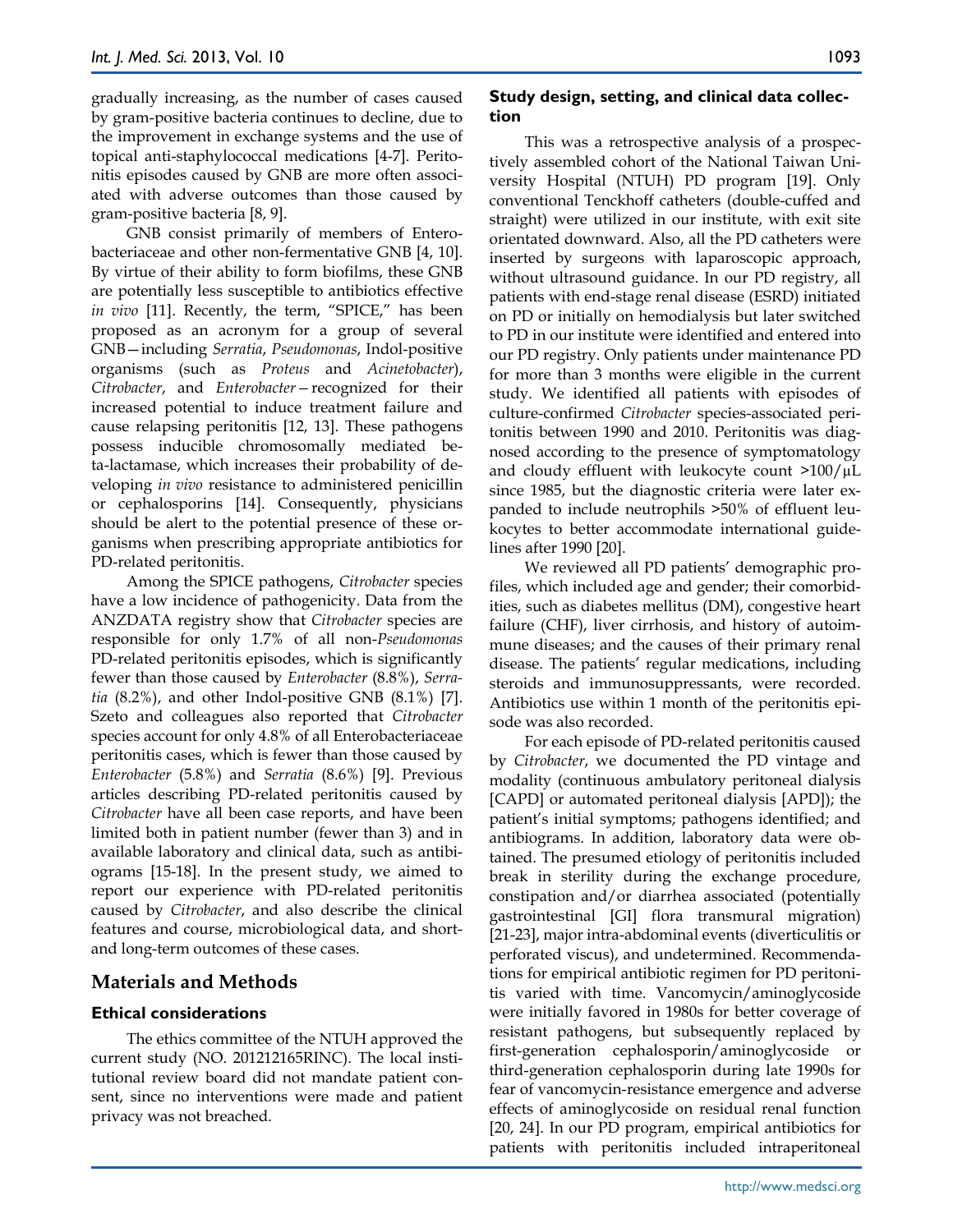gradually increasing, as the number of cases caused by gram-positive bacteria continues to decline, due to the improvement in exchange systems and the use of topical anti-staphylococcal medications [4-7]. Peritonitis episodes caused by GNB are more often associated with adverse outcomes than those caused by gram-positive bacteria [8, 9].

GNB consist primarily of members of Enterobacteriaceae and other non-fermentative GNB [4, 10]. By virtue of their ability to form biofilms, these GNB are potentially less susceptible to antibiotics effective *in vivo* [11]. Recently, the term, "SPICE," has been proposed as an acronym for a group of several GNB—including *Serratia*, *Pseudomonas*, Indol-positive organisms (such as *Proteus* and *Acinetobacter*), *Citrobacter*, and *Enterobacter*—recognized for their increased potential to induce treatment failure and cause relapsing peritonitis [12, 13]. These pathogens possess inducible chromosomally mediated beta-lactamase, which increases their probability of developing *in vivo* resistance to administered penicillin or cephalosporins [14]. Consequently, physicians should be alert to the potential presence of these organisms when prescribing appropriate antibiotics for PD-related peritonitis.

Among the SPICE pathogens, *Citrobacter* species have a low incidence of pathogenicity. Data from the ANZDATA registry show that *Citrobacter* species are responsible for only 1.7% of all non-*Pseudomonas* PD-related peritonitis episodes, which is significantly fewer than those caused by *Enterobacter* (8.8%), *Serratia* (8.2%), and other Indol-positive GNB (8.1%) [7]. Szeto and colleagues also reported that *Citrobacter* species account for only 4.8% of all Enterobacteriaceae peritonitis cases, which is fewer than those caused by *Enterobacter* (5.8%) and *Serratia* (8.6%) [9]. Previous articles describing PD-related peritonitis caused by *Citrobacter* have all been case reports, and have been limited both in patient number (fewer than 3) and in available laboratory and clinical data, such as antibiograms [15-18]. In the present study, we aimed to report our experience with PD-related peritonitis caused by *Citrobacter*, and also describe the clinical features and course, microbiological data, and short- and long-term outcomes of these cases.

## Materials and Methods

### Ethical considerations

The ethics committee of the NTUH approved the current study (NO. 201212165RINC). The local institutional review board did not mandate patient consent, since no interventions were made and patient privacy was not breached.

### Study design, setting, and clinical data collection

This was a retrospective analysis of a prospectively assembled cohort of the National Taiwan University Hospital (NTUH) PD program [19]. Only conventional Tenckhoff catheters (double-cuffed and straight) were utilized in our institute, with exit site orientated downward. Also, all the PD catheters were inserted by surgeons with laparoscopic approach, without ultrasound guidance. In our PD registry, all patients with end-stage renal disease (ESRD) initiated on PD or initially on hemodialysis but later switched to PD in our institute were identified and entered into our PD registry. Only patients under maintenance PD for more than 3 months were eligible in the current study. We identified all patients with episodes of culture-confirmed *Citrobacter* species-associated peritonitis between 1990 and 2010. Peritonitis was diagnosed according to the presence of symptomatology and cloudy effluent with leukocyte count >100/μL since 1985, but the diagnostic criteria were later expanded to include neutrophils >50% of effluent leukocytes to better accommodate international guidelines after 1990 [20].

We reviewed all PD patients' demographic profiles, which included age and gender; their comorbidities, such as diabetes mellitus (DM), congestive heart failure (CHF), liver cirrhosis, and history of autoimmune diseases; and the causes of their primary renal disease. The patients' regular medications, including steroids and immunosuppressants, were recorded. Antibiotics use within 1 month of the peritonitis episode was also recorded.

For each episode of PD-related peritonitis caused by *Citrobacter*, we documented the PD vintage and modality (continuous ambulatory peritoneal dialysis [CAPD] or automated peritoneal dialysis [APD]); the patient's initial symptoms; pathogens identified; and antibiograms. In addition, laboratory data were obtained. The presumed etiology of peritonitis included break in sterility during the exchange procedure, constipation and/or diarrhea associated (potentially gastrointestinal [GI] flora transmural migration) [21-23], major intra-abdominal events (diverticulitis or perforated viscus), and undetermined. Recommendations for empirical antibiotic regimen for PD peritonitis varied with time. Vancomycin/aminoglycoside were initially favored in 1980s for better coverage of resistant pathogens, but subsequently replaced by first-generation cephalosporin/aminoglycoside or third-generation cephalosporin during late 1990s for fear of vancomycin-resistance emergence and adverse effects of aminoglycoside on residual renal function [20, 24]. In our PD program, empirical antibiotics for patients with peritonitis included intraperitoneal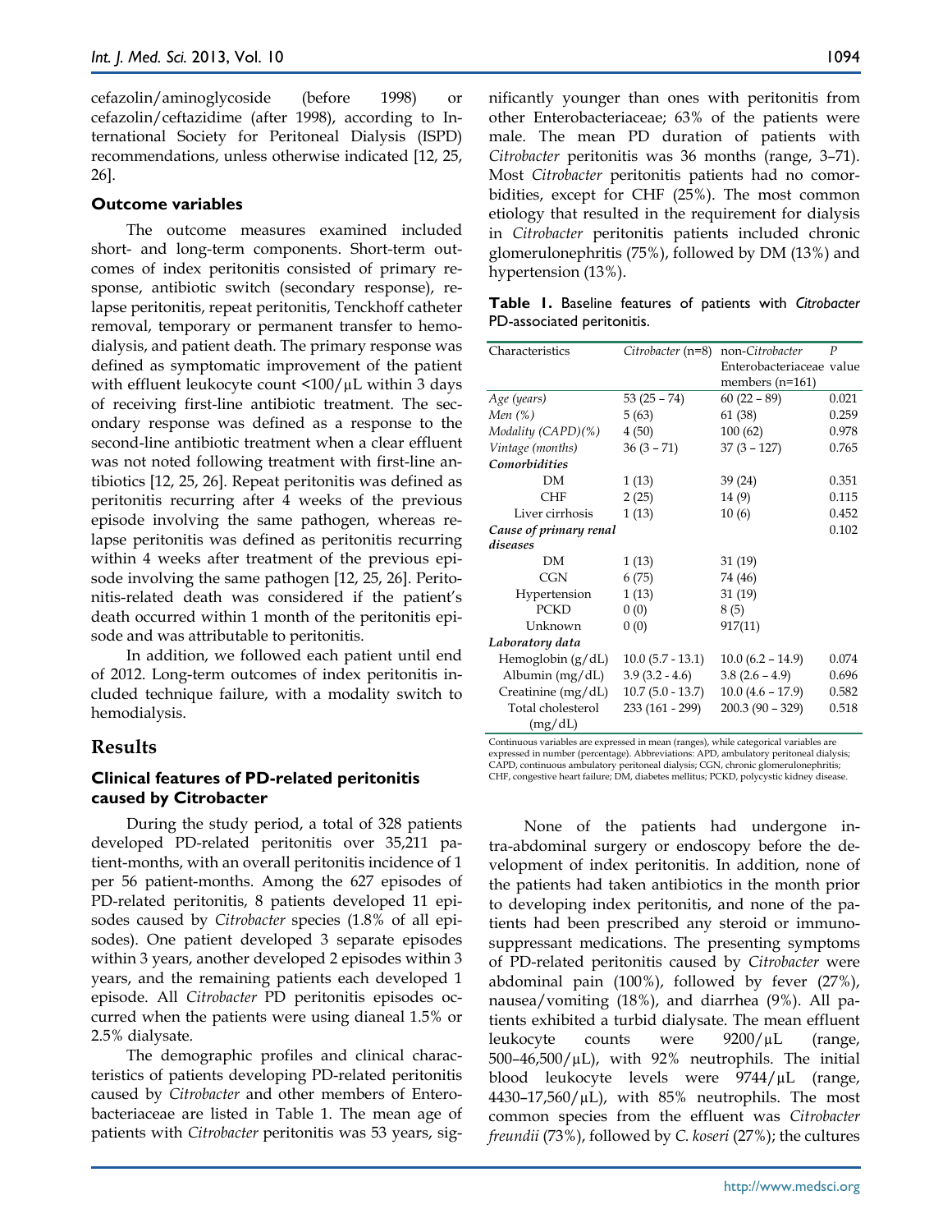cefazolin/aminoglycoside (before 1998) or cefazolin/ceftazidime (after 1998), according to International Society for Peritoneal Dialysis (ISPD) recommendations, unless otherwise indicated [12, 25, 26].

### Outcome variables

The outcome measures examined included short- and long-term components. Short-term outcomes of index peritonitis consisted of primary response, antibiotic switch (secondary response), relapse peritonitis, repeat peritonitis, Tenckhoff catheter removal, temporary or permanent transfer to hemodialysis, and patient death. The primary response was defined as symptomatic improvement of the patient with effluent leukocyte count <100/μL within 3 days of receiving first-line antibiotic treatment. The secondary response was defined as a response to the second-line antibiotic treatment when a clear effluent was not noted following treatment with first-line antibiotics [12, 25, 26]. Repeat peritonitis was defined as peritonitis recurring after 4 weeks of the previous episode involving the same pathogen, whereas relapse peritonitis was defined as peritonitis recurring within 4 weeks after treatment of the previous episode involving the same pathogen [12, 25, 26]. Peritonitis-related death was considered if the patient's death occurred within 1 month of the peritonitis episode and was attributable to peritonitis.

In addition, we followed each patient until end of 2012. Long-term outcomes of index peritonitis included technique failure, with a modality switch to hemodialysis.

## Results

### Clinical features of PD-related peritonitis caused by Citrobacter

During the study period, a total of 328 patients developed PD-related peritonitis over 35,211 patient-months, with an overall peritonitis incidence of 1 per 56 patient-months. Among the 627 episodes of PD-related peritonitis, 8 patients developed 11 episodes caused by *Citrobacter* species (1.8% of all episodes). One patient developed 3 separate episodes within 3 years, another developed 2 episodes within 3 years, and the remaining patients each developed 1 episode. All *Citrobacter* PD peritonitis episodes occurred when the patients were using dianeal 1.5% or 2.5% dialysate.

The demographic profiles and clinical characteristics of patients developing PD-related peritonitis caused by *Citrobacter* and other members of Enterobacteriaceae are listed in Table 1. The mean age of patients with *Citrobacter* peritonitis was 53 years, significantly younger than ones with peritonitis from other Enterobacteriaceae; 63% of the patients were male. The mean PD duration of patients with *Citrobacter* peritonitis was 36 months (range, 3–71). Most *Citrobacter* peritonitis patients had no comorbidities, except for CHF (25%). The most common etiology that resulted in the requirement for dialysis in *Citrobacter* peritonitis patients included chronic glomerulonephritis (75%), followed by DM (13%) and hypertension (13%).

**Table 1.** Baseline features of patients with *Citrobacter* PD-associated peritonitis.

| Characteristics | *Citrobacter* (n=8) | non-*Citrobacter* Enterobacteriaceae members (n=161) | *P* value |
|---|---|---|---|
| *Age (years)* | 53 (25 – 74) | 60 (22 – 89) | 0.021 |
| *Men (%)* | 5 (63) | 61 (38) | 0.259 |
| *Modality (CAPD)(%)* | 4 (50) | 100 (62) | 0.978 |
| *Vintage (months)* | 36 (3 – 71) | 37 (3 – 127) | 0.765 |
| ***Comorbidities*** | | | |
| DM | 1 (13) | 39 (24) | 0.351 |
| CHF | 2 (25) | 14 (9) | 0.115 |
| Liver cirrhosis | 1 (13) | 10 (6) | 0.452 |
| ***Cause of primary renal diseases*** | | | 0.102 |
| DM | 1 (13) | 31 (19) | |
| CGN | 6 (75) | 74 (46) | |
| Hypertension | 1 (13) | 31 (19) | |
| PCKD | 0 (0) | 8 (5) | |
| Unknown | 0 (0) | 917(11) | |
| ***Laboratory data*** | | | |
| Hemoglobin (g/dL) | 10.0 (5.7 - 13.1) | 10.0 (6.2 – 14.9) | 0.074 |
| Albumin (mg/dL) | 3.9 (3.2 - 4.6) | 3.8 (2.6 – 4.9) | 0.696 |
| Creatinine (mg/dL) | 10.7 (5.0 - 13.7) | 10.0 (4.6 – 17.9) | 0.582 |
| Total cholesterol (mg/dL) | 233 (161 - 299) | 200.3 (90 – 329) | 0.518 |

Continuous variables are expressed in mean (ranges), while categorical variables are expressed in number (percentage). Abbreviations: APD, ambulatory peritoneal dialysis; CAPD, continuous ambulatory peritoneal dialysis; CGN, chronic glomerulonephritis; CHF, congestive heart failure; DM, diabetes mellitus; PCKD, polycystic kidney disease.

None of the patients had undergone intra-abdominal surgery or endoscopy before the development of index peritonitis. In addition, none of the patients had taken antibiotics in the month prior to developing index peritonitis, and none of the patients had been prescribed any steroid or immunosuppressant medications. The presenting symptoms of PD-related peritonitis caused by *Citrobacter* were abdominal pain (100%), followed by fever (27%), nausea/vomiting (18%), and diarrhea (9%). All patients exhibited a turbid dialysate. The mean effluent leukocyte counts were 9200/μL (range, 500–46,500/μL), with 92% neutrophils. The initial blood leukocyte levels were 9744/μL (range, 4430–17,560/μL), with 85% neutrophils. The most common species from the effluent was *Citrobacter freundii* (73%), followed by *C. koseri* (27%); the cultures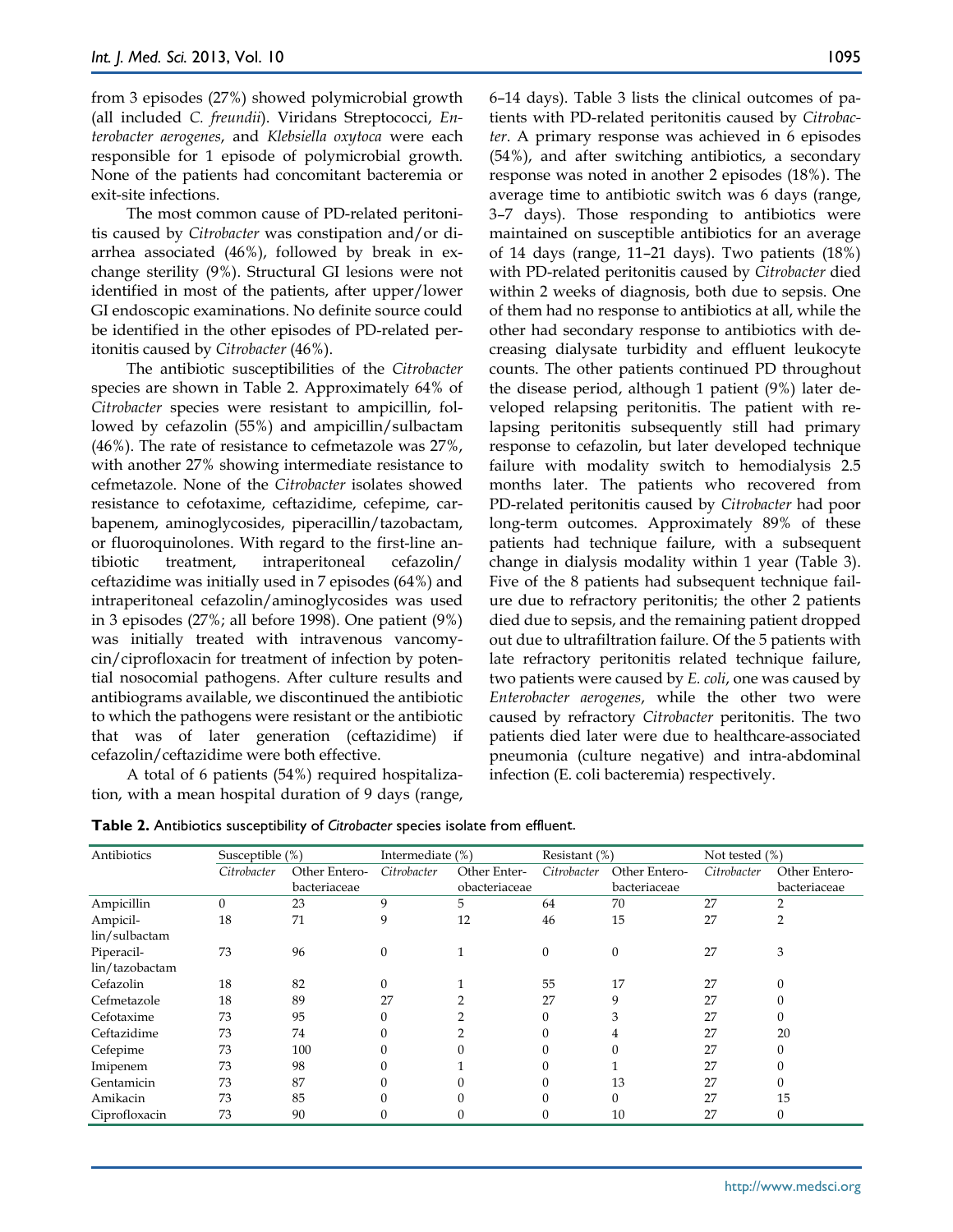from 3 episodes (27%) showed polymicrobial growth (all included *C. freundii*). Viridans Streptococci, *Enterobacter aerogenes*, and *Klebsiella oxytoca* were each responsible for 1 episode of polymicrobial growth. None of the patients had concomitant bacteremia or exit-site infections.

The most common cause of PD-related peritonitis caused by *Citrobacter* was constipation and/or diarrhea associated (46%), followed by break in exchange sterility (9%). Structural GI lesions were not identified in most of the patients, after upper/lower GI endoscopic examinations. No definite source could be identified in the other episodes of PD-related peritonitis caused by *Citrobacter* (46%).

The antibiotic susceptibilities of the *Citrobacter* species are shown in Table 2. Approximately 64% of *Citrobacter* species were resistant to ampicillin, followed by cefazolin (55%) and ampicillin/sulbactam (46%). The rate of resistance to cefmetazole was 27%, with another 27% showing intermediate resistance to cefmetazole. None of the *Citrobacter* isolates showed resistance to cefotaxime, ceftazidime, cefepime, carbapenem, aminoglycosides, piperacillin/tazobactam, or fluoroquinolones. With regard to the first-line antibiotic treatment, intraperitoneal cefazolin/ceftazidime was initially used in 7 episodes (64%) and intraperitoneal cefazolin/aminoglycosides was used in 3 episodes (27%; all before 1998). One patient (9%) was initially treated with intravenous vancomycin/ciprofloxacin for treatment of infection by potential nosocomial pathogens. After culture results and antibiograms available, we discontinued the antibiotic to which the pathogens were resistant or the antibiotic that was of later generation (ceftazidime) if cefazolin/ceftazidime were both effective.

A total of 6 patients (54%) required hospitalization, with a mean hospital duration of 9 days (range, 6–14 days). Table 3 lists the clinical outcomes of patients with PD-related peritonitis caused by *Citrobacter*. A primary response was achieved in 6 episodes (54%), and after switching antibiotics, a secondary response was noted in another 2 episodes (18%). The average time to antibiotic switch was 6 days (range, 3–7 days). Those responding to antibiotics were maintained on susceptible antibiotics for an average of 14 days (range, 11–21 days). Two patients (18%) with PD-related peritonitis caused by *Citrobacter* died within 2 weeks of diagnosis, both due to sepsis. One of them had no response to antibiotics at all, while the other had secondary response to antibiotics with decreasing dialysate turbidity and effluent leukocyte counts. The other patients continued PD throughout the disease period, although 1 patient (9%) later developed relapsing peritonitis. The patient with relapsing peritonitis subsequently still had primary response to cefazolin, but later developed technique failure with modality switch to hemodialysis 2.5 months later. The patients who recovered from PD-related peritonitis caused by *Citrobacter* had poor long-term outcomes. Approximately 89% of these patients had technique failure, with a subsequent change in dialysis modality within 1 year (Table 3). Five of the 8 patients had subsequent technique failure due to refractory peritonitis; the other 2 patients died due to sepsis, and the remaining patient dropped out due to ultrafiltration failure. Of the 5 patients with late refractory peritonitis related technique failure, two patients were caused by *E. coli*, one was caused by *Enterobacter aerogenes*, while the other two were caused by refractory *Citrobacter* peritonitis. The two patients died later were due to healthcare-associated pneumonia (culture negative) and intra-abdominal infection (E. coli bacteremia) respectively.

**Table 2.** Antibiotics susceptibility of *Citrobacter* species isolate from effluent.

| Antibiotics | Susceptible (%) | | Intermediate (%) | | Resistant (%) | | Not tested (%) | |
|---|---|---|---|---|---|---|---|---|
| | *Citrobacter* | Other Enterobacteriaceae | *Citrobacter* | Other Enterobacteriaceae | *Citrobacter* | Other Enterobacteriaceae | *Citrobacter* | Other Enterobacteriaceae |
| Ampicillin | 0 | 23 | 9 | 5 | 64 | 70 | 27 | 2 |
| Ampicillin/sulbactam | 18 | 71 | 9 | 12 | 46 | 15 | 27 | 2 |
| Piperacillin/tazobactam | 73 | 96 | 0 | 1 | 0 | 0 | 27 | 3 |
| Cefazolin | 18 | 82 | 0 | 1 | 55 | 17 | 27 | 0 |
| Cefmetazole | 18 | 89 | 27 | 2 | 27 | 9 | 27 | 0 |
| Cefotaxime | 73 | 95 | 0 | 2 | 0 | 3 | 27 | 0 |
| Ceftazidime | 73 | 74 | 0 | 2 | 0 | 4 | 27 | 20 |
| Cefepime | 73 | 100 | 0 | 0 | 0 | 0 | 27 | 0 |
| Imipenem | 73 | 98 | 0 | 1 | 0 | 1 | 27 | 0 |
| Gentamicin | 73 | 87 | 0 | 0 | 0 | 13 | 27 | 0 |
| Amikacin | 73 | 85 | 0 | 0 | 0 | 0 | 27 | 15 |
| Ciprofloxacin | 73 | 90 | 0 | 0 | 0 | 10 | 27 | 0 |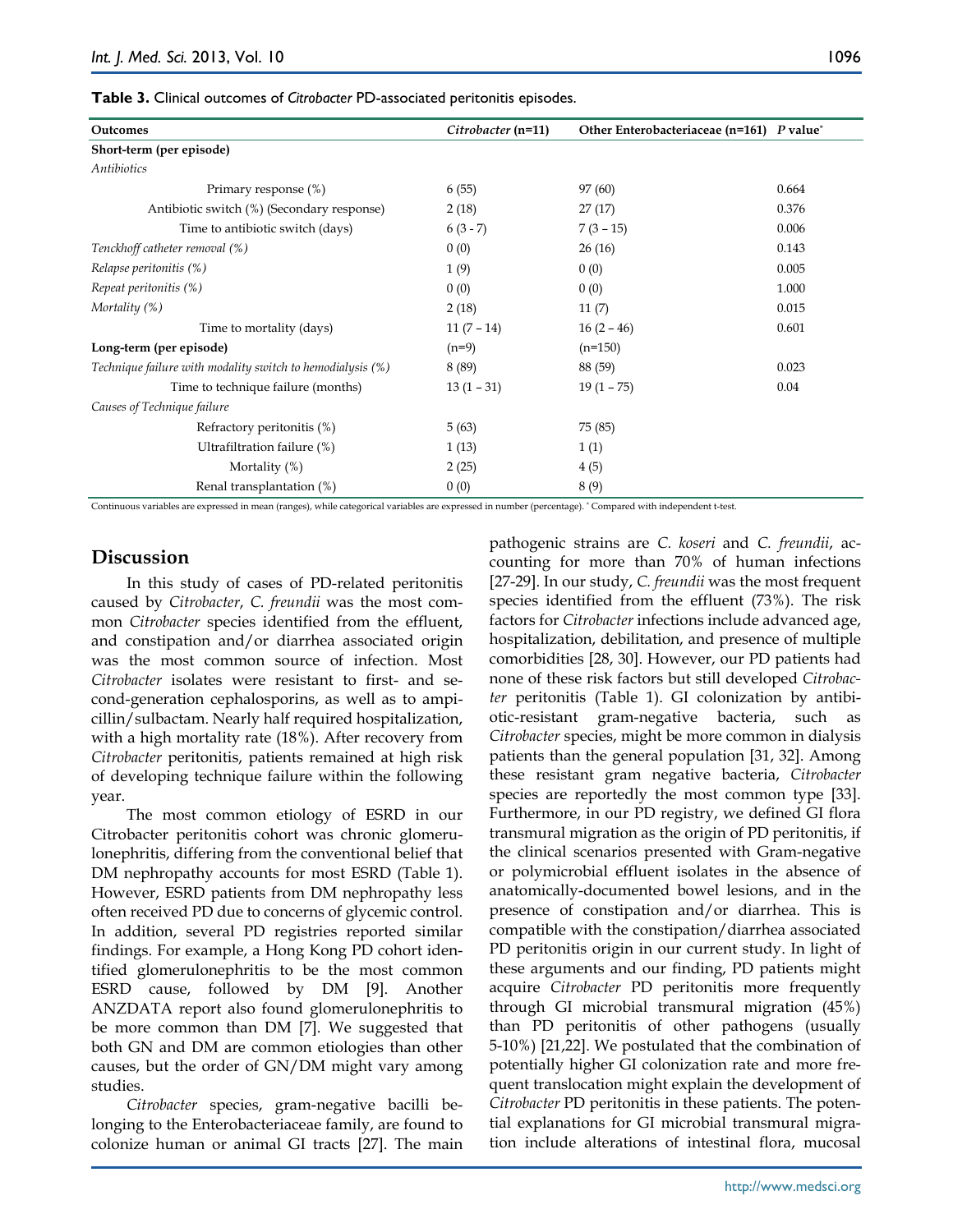**Table 3.** Clinical outcomes of *Citrobacter* PD-associated peritonitis episodes.

| Outcomes | *Citrobacter* (n=11) | Other Enterobacteriaceae (n=161) | *P* value* |
|---|---|---|---|
| **Short-term (per episode)** | | | |
| *Antibiotics* | | | |
| Primary response (%) | 6 (55) | 97 (60) | 0.664 |
| Antibiotic switch (%) (Secondary response) | 2 (18) | 27 (17) | 0.376 |
| Time to antibiotic switch (days) | 6 (3 - 7) | 7 (3 – 15) | 0.006 |
| *Tenckhoff catheter removal (%)* | 0 (0) | 26 (16) | 0.143 |
| *Relapse peritonitis (%)* | 1 (9) | 0 (0) | 0.005 |
| *Repeat peritonitis (%)* | 0 (0) | 0 (0) | 1.000 |
| *Mortality (%)* | 2 (18) | 11 (7) | 0.015 |
| Time to mortality (days) | 11 (7 – 14) | 16 (2 – 46) | 0.601 |
| **Long-term (per episode)** | (n=9) | (n=150) | |
| *Technique failure with modality switch to hemodialysis (%)* | 8 (89) | 88 (59) | 0.023 |
| Time to technique failure (months) | 13 (1 – 31) | 19 (1 – 75) | 0.04 |
| *Causes of Technique failure* | | | |
| Refractory peritonitis (%) | 5 (63) | 75 (85) | |
| Ultrafiltration failure (%) | 1 (13) | 1 (1) | |
| Mortality (%) | 2 (25) | 4 (5) | |
| Renal transplantation (%) | 0 (0) | 8 (9) | |

Continuous variables are expressed in mean (ranges), while categorical variables are expressed in number (percentage). * Compared with independent t-test.

## Discussion

In this study of cases of PD-related peritonitis caused by *Citrobacter*, *C. freundii* was the most common *Citrobacter* species identified from the effluent, and constipation and/or diarrhea associated origin was the most common source of infection. Most *Citrobacter* isolates were resistant to first- and second-generation cephalosporins, as well as to ampicillin/sulbactam. Nearly half required hospitalization, with a high mortality rate (18%). After recovery from *Citrobacter* peritonitis, patients remained at high risk of developing technique failure within the following year.

The most common etiology of ESRD in our Citrobacter peritonitis cohort was chronic glomerulonephritis, differing from the conventional belief that DM nephropathy accounts for most ESRD (Table 1). However, ESRD patients from DM nephropathy less often received PD due to concerns of glycemic control. In addition, several PD registries reported similar findings. For example, a Hong Kong PD cohort identified glomerulonephritis to be the most common ESRD cause, followed by DM [9]. Another ANZDATA report also found glomerulonephritis to be more common than DM [7]. We suggested that both GN and DM are common etiologies than other causes, but the order of GN/DM might vary among studies.

*Citrobacter* species, gram-negative bacilli belonging to the Enterobacteriaceae family, are found to colonize human or animal GI tracts [27]. The main pathogenic strains are *C. koseri* and *C. freundii*, accounting for more than 70% of human infections [27-29]. In our study, *C. freundii* was the most frequent species identified from the effluent (73%). The risk factors for *Citrobacter* infections include advanced age, hospitalization, debilitation, and presence of multiple comorbidities [28, 30]. However, our PD patients had none of these risk factors but still developed *Citrobacter* peritonitis (Table 1). GI colonization by antibiotic-resistant gram-negative bacteria, such as *Citrobacter* species, might be more common in dialysis patients than the general population [31, 32]. Among these resistant gram negative bacteria, *Citrobacter* species are reportedly the most common type [33]. Furthermore, in our PD registry, we defined GI flora transmural migration as the origin of PD peritonitis, if the clinical scenarios presented with Gram-negative or polymicrobial effluent isolates in the absence of anatomically-documented bowel lesions, and in the presence of constipation and/or diarrhea. This is compatible with the constipation/diarrhea associated PD peritonitis origin in our current study. In light of these arguments and our finding, PD patients might acquire *Citrobacter* PD peritonitis more frequently through GI microbial transmural migration (45%) than PD peritonitis of other pathogens (usually 5-10%) [21,22]. We postulated that the combination of potentially higher GI colonization rate and more frequent translocation might explain the development of *Citrobacter* PD peritonitis in these patients. The potential explanations for GI microbial transmural migration include alterations of intestinal flora, mucosal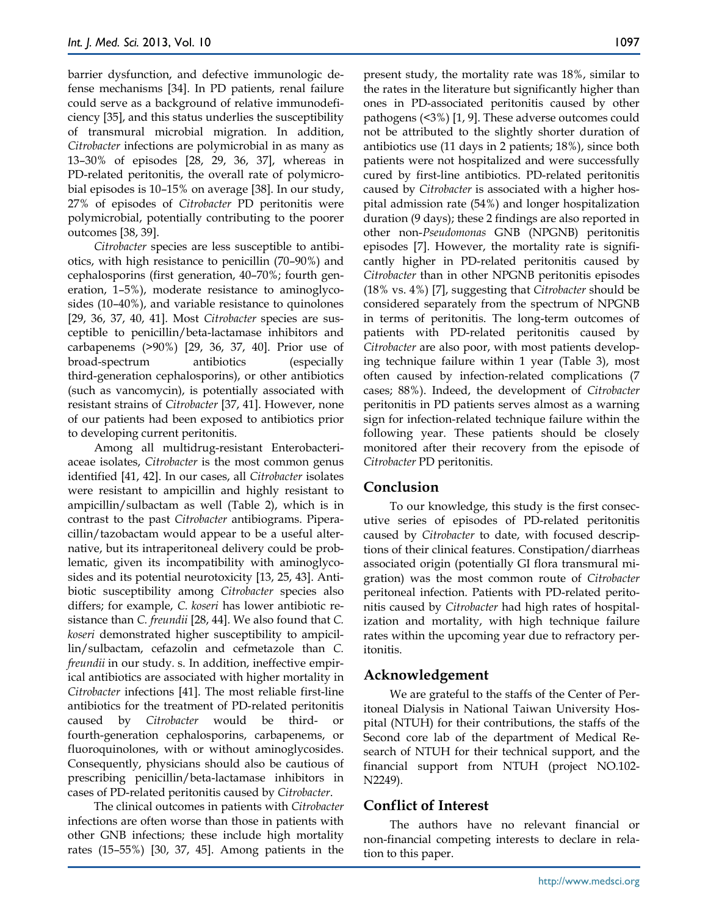barrier dysfunction, and defective immunologic defense mechanisms [34]. In PD patients, renal failure could serve as a background of relative immunodeficiency [35], and this status underlies the susceptibility of transmural microbial migration. In addition, *Citrobacter* infections are polymicrobial in as many as 13–30% of episodes [28, 29, 36, 37], whereas in PD-related peritonitis, the overall rate of polymicrobial episodes is 10–15% on average [38]. In our study, 27% of episodes of *Citrobacter* PD peritonitis were polymicrobial, potentially contributing to the poorer outcomes [38, 39].

*Citrobacter* species are less susceptible to antibiotics, with high resistance to penicillin (70–90%) and cephalosporins (first generation, 40–70%; fourth generation, 1–5%), moderate resistance to aminoglycosides (10–40%), and variable resistance to quinolones [29, 36, 37, 40, 41]. Most *Citrobacter* species are susceptible to penicillin/beta-lactamase inhibitors and carbapenems (>90%) [29, 36, 37, 40]. Prior use of broad-spectrum antibiotics (especially third-generation cephalosporins), or other antibiotics (such as vancomycin), is potentially associated with resistant strains of *Citrobacter* [37, 41]. However, none of our patients had been exposed to antibiotics prior to developing current peritonitis.

Among all multidrug-resistant Enterobacteriaceae isolates, *Citrobacter* is the most common genus identified [41, 42]. In our cases, all *Citrobacter* isolates were resistant to ampicillin and highly resistant to ampicillin/sulbactam as well (Table 2), which is in contrast to the past *Citrobacter* antibiograms. Piperacillin/tazobactam would appear to be a useful alternative, but its intraperitoneal delivery could be problematic, given its incompatibility with aminoglycosides and its potential neurotoxicity [13, 25, 43]. Antibiotic susceptibility among *Citrobacter* species also differs; for example, *C. koseri* has lower antibiotic resistance than *C. freundii* [28, 44]. We also found that *C. koseri* demonstrated higher susceptibility to ampicillin/sulbactam, cefazolin and cefmetazole than *C. freundii* in our study. s. In addition, ineffective empirical antibiotics are associated with higher mortality in *Citrobacter* infections [41]. The most reliable first-line antibiotics for the treatment of PD-related peritonitis caused by *Citrobacter* would be third- or fourth-generation cephalosporins, carbapenems, or fluoroquinolones, with or without aminoglycosides. Consequently, physicians should also be cautious of prescribing penicillin/beta-lactamase inhibitors in cases of PD-related peritonitis caused by *Citrobacter*.

The clinical outcomes in patients with *Citrobacter* infections are often worse than those in patients with other GNB infections; these include high mortality rates (15–55%) [30, 37, 45]. Among patients in the present study, the mortality rate was 18%, similar to the rates in the literature but significantly higher than ones in PD-associated peritonitis caused by other pathogens (<3%) [1, 9]. These adverse outcomes could not be attributed to the slightly shorter duration of antibiotics use (11 days in 2 patients; 18%), since both patients were not hospitalized and were successfully cured by first-line antibiotics. PD-related peritonitis caused by *Citrobacter* is associated with a higher hospital admission rate (54%) and longer hospitalization duration (9 days); these 2 findings are also reported in other non-*Pseudomonas* GNB (NPGNB) peritonitis episodes [7]. However, the mortality rate is significantly higher in PD-related peritonitis caused by *Citrobacter* than in other NPGNB peritonitis episodes (18% vs. 4%) [7], suggesting that *Citrobacter* should be considered separately from the spectrum of NPGNB in terms of peritonitis. The long-term outcomes of patients with PD-related peritonitis caused by *Citrobacter* are also poor, with most patients developing technique failure within 1 year (Table 3), most often caused by infection-related complications (7 cases; 88%). Indeed, the development of *Citrobacter* peritonitis in PD patients serves almost as a warning sign for infection-related technique failure within the following year. These patients should be closely monitored after their recovery from the episode of *Citrobacter* PD peritonitis.

## Conclusion

To our knowledge, this study is the first consecutive series of episodes of PD-related peritonitis caused by *Citrobacter* to date, with focused descriptions of their clinical features. Constipation/diarrheas associated origin (potentially GI flora transmural migration) was the most common route of *Citrobacter* peritoneal infection. Patients with PD-related peritonitis caused by *Citrobacter* had high rates of hospitalization and mortality, with high technique failure rates within the upcoming year due to refractory peritonitis.

## Acknowledgement

We are grateful to the staffs of the Center of Peritoneal Dialysis in National Taiwan University Hospital (NTUH) for their contributions, the staffs of the Second core lab of the department of Medical Research of NTUH for their technical support, and the financial support from NTUH (project NO.102-N2249).

## Conflict of Interest

The authors have no relevant financial or non-financial competing interests to declare in relation to this paper.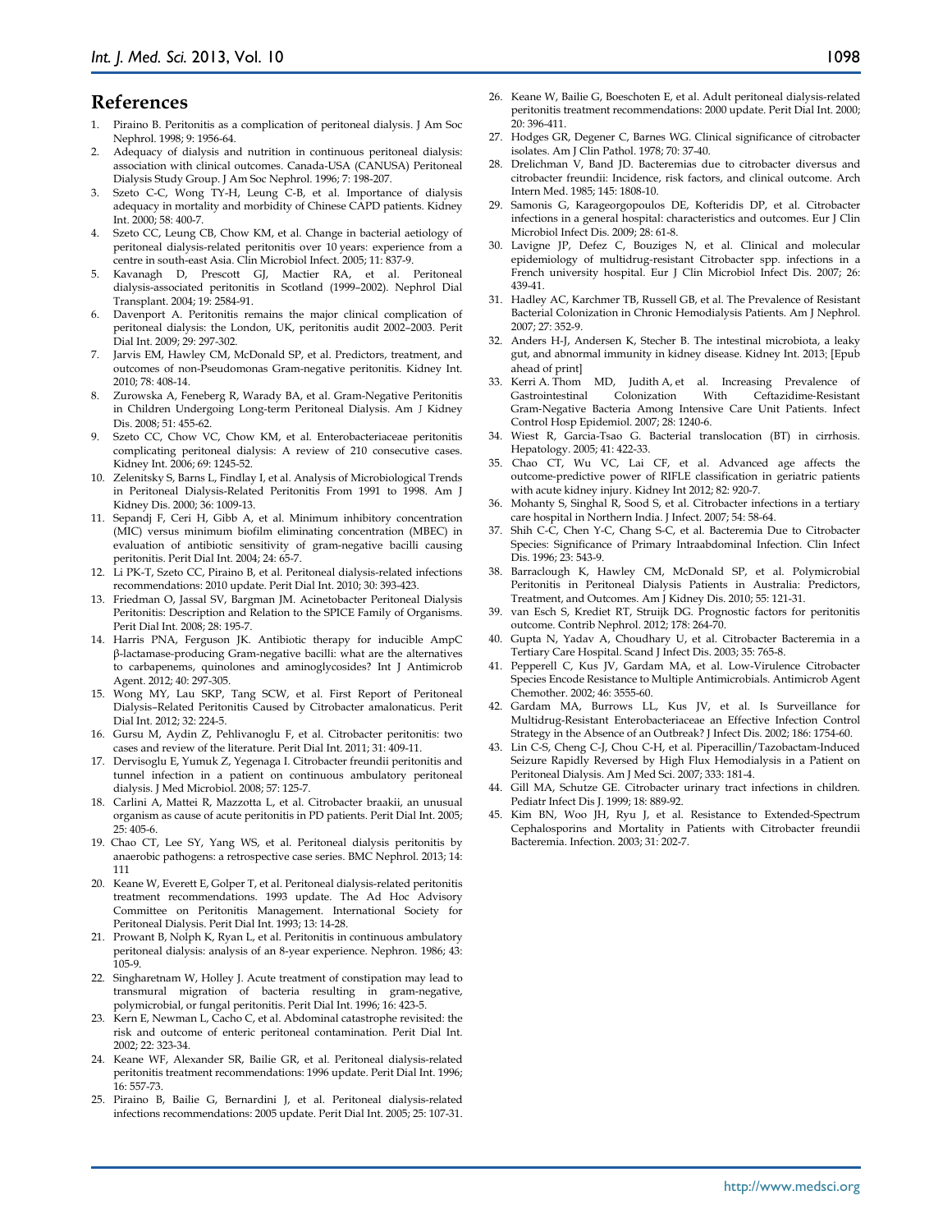## References

1. Piraino B. Peritonitis as a complication of peritoneal dialysis. J Am Soc Nephrol. 1998; 9: 1956-64.
2. Adequacy of dialysis and nutrition in continuous peritoneal dialysis: association with clinical outcomes. Canada-USA (CANUSA) Peritoneal Dialysis Study Group. J Am Soc Nephrol. 1996; 7: 198-207.
3. Szeto C-C, Wong TY-H, Leung C-B, et al. Importance of dialysis adequacy in mortality and morbidity of Chinese CAPD patients. Kidney Int. 2000; 58: 400-7.
4. Szeto CC, Leung CB, Chow KM, et al. Change in bacterial aetiology of peritoneal dialysis-related peritonitis over 10 years: experience from a centre in south-east Asia. Clin Microbiol Infect. 2005; 11: 837-9.
5. Kavanagh D, Prescott GJ, Mactier RA, et al. Peritoneal dialysis-associated peritonitis in Scotland (1999–2002). Nephrol Dial Transplant. 2004; 19: 2584-91.
6. Davenport A. Peritonitis remains the major clinical complication of peritoneal dialysis: the London, UK, peritonitis audit 2002–2003. Perit Dial Int. 2009; 29: 297-302.
7. Jarvis EM, Hawley CM, McDonald SP, et al. Predictors, treatment, and outcomes of non-Pseudomonas Gram-negative peritonitis. Kidney Int. 2010; 78: 408-14.
8. Zurowska A, Feneberg R, Warady BA, et al. Gram-Negative Peritonitis in Children Undergoing Long-term Peritoneal Dialysis. Am J Kidney Dis. 2008; 51: 455-62.
9. Szeto CC, Chow VC, Chow KM, et al. Enterobacteriaceae peritonitis complicating peritoneal dialysis: A review of 210 consecutive cases. Kidney Int. 2006; 69: 1245-52.
10. Zelenitsky S, Barns L, Findlay I, et al. Analysis of Microbiological Trends in Peritoneal Dialysis-Related Peritonitis From 1991 to 1998. Am J Kidney Dis. 2000; 36: 1009-13.
11. Sepandj F, Ceri H, Gibb A, et al. Minimum inhibitory concentration (MIC) versus minimum biofilm eliminating concentration (MBEC) in evaluation of antibiotic sensitivity of gram-negative bacilli causing peritonitis. Perit Dial Int. 2004; 24: 65-7.
12. Li PK-T, Szeto CC, Piraino B, et al. Peritoneal dialysis-related infections recommendations: 2010 update. Perit Dial Int. 2010; 30: 393-423.
13. Friedman O, Jassal SV, Bargman JM. Acinetobacter Peritoneal Dialysis Peritonitis: Description and Relation to the SPICE Family of Organisms. Perit Dial Int. 2008; 28: 195-7.
14. Harris PNA, Ferguson JK. Antibiotic therapy for inducible AmpC β-lactamase-producing Gram-negative bacilli: what are the alternatives to carbapenems, quinolones and aminoglycosides? Int J Antimicrob Agent. 2012; 40: 297-305.
15. Wong MY, Lau SKP, Tang SCW, et al. First Report of Peritoneal Dialysis–Related Peritonitis Caused by Citrobacter amalonaticus. Perit Dial Int. 2012; 32: 224-5.
16. Gursu M, Aydin Z, Pehlivanoglu F, et al. Citrobacter peritonitis: two cases and review of the literature. Perit Dial Int. 2011; 31: 409-11.
17. Dervisoglu E, Yumuk Z, Yegenaga I. Citrobacter freundii peritonitis and tunnel infection in a patient on continuous ambulatory peritoneal dialysis. J Med Microbiol. 2008; 57: 125-7.
18. Carlini A, Mattei R, Mazzotta L, et al. Citrobacter braakii, an unusual organism as cause of acute peritonitis in PD patients. Perit Dial Int. 2005; 25: 405-6.
19. Chao CT, Lee SY, Yang WS, et al. Peritoneal dialysis peritonitis by anaerobic pathogens: a retrospective case series. BMC Nephrol. 2013; 14: 111
20. Keane W, Everett E, Golper T, et al. Peritoneal dialysis-related peritonitis treatment recommendations. 1993 update. The Ad Hoc Advisory Committee on Peritonitis Management. International Society for Peritoneal Dialysis. Perit Dial Int. 1993; 13: 14-28.
21. Prowant B, Nolph K, Ryan L, et al. Peritonitis in continuous ambulatory peritoneal dialysis: analysis of an 8-year experience. Nephron. 1986; 43: 105-9.
22. Singharetnam W, Holley J. Acute treatment of constipation may lead to transmural migration of bacteria resulting in gram-negative, polymicrobial, or fungal peritonitis. Perit Dial Int. 1996; 16: 423-5.
23. Kern E, Newman L, Cacho C, et al. Abdominal catastrophe revisited: the risk and outcome of enteric peritoneal contamination. Perit Dial Int. 2002; 22: 323-34.
24. Keane WF, Alexander SR, Bailie GR, et al. Peritoneal dialysis-related peritonitis treatment recommendations: 1996 update. Perit Dial Int. 1996; 16: 557-73.
25. Piraino B, Bailie G, Bernardini J, et al. Peritoneal dialysis-related infections recommendations: 2005 update. Perit Dial Int. 2005; 25: 107-31.
26. Keane W, Bailie G, Boeschoten E, et al. Adult peritoneal dialysis-related peritonitis treatment recommendations: 2000 update. Perit Dial Int. 2000; 20: 396-411.
27. Hodges GR, Degener C, Barnes WG. Clinical significance of citrobacter isolates. Am J Clin Pathol. 1978; 70: 37-40.
28. Drelichman V, Band JD. Bacteremias due to citrobacter diversus and citrobacter freundii: Incidence, risk factors, and clinical outcome. Arch Intern Med. 1985; 145: 1808-10.
29. Samonis G, Karageorgopoulos DE, Kofteridis DP, et al. Citrobacter infections in a general hospital: characteristics and outcomes. Eur J Clin Microbiol Infect Dis. 2009; 28: 61-8.
30. Lavigne JP, Defez C, Bouziges N, et al. Clinical and molecular epidemiology of multidrug-resistant Citrobacter spp. infections in a French university hospital. Eur J Clin Microbiol Infect Dis. 2007; 26: 439-41.
31. Hadley AC, Karchmer TB, Russell GB, et al. The Prevalence of Resistant Bacterial Colonization in Chronic Hemodialysis Patients. Am J Nephrol. 2007; 27: 352-9.
32. Anders H-J, Andersen K, Stecher B. The intestinal microbiota, a leaky gut, and abnormal immunity in kidney disease. Kidney Int. 2013; [Epub ahead of print]
33. Kerri A. Thom MD, Judith A, et al. Increasing Prevalence of Gastrointestinal Colonization With Ceftazidime-Resistant Gram-Negative Bacteria Among Intensive Care Unit Patients. Infect Control Hosp Epidemiol. 2007; 28: 1240-6.
34. Wiest R, Garcia-Tsao G. Bacterial translocation (BT) in cirrhosis. Hepatology. 2005; 41: 422-33.
35. Chao CT, Wu VC, Lai CF, et al. Advanced age affects the outcome-predictive power of RIFLE classification in geriatric patients with acute kidney injury. Kidney Int 2012; 82: 920-7.
36. Mohanty S, Singhal R, Sood S, et al. Citrobacter infections in a tertiary care hospital in Northern India. J Infect. 2007; 54: 58-64.
37. Shih C-C, Chen Y-C, Chang S-C, et al. Bacteremia Due to Citrobacter Species: Significance of Primary Intraabdominal Infection. Clin Infect Dis. 1996; 23: 543-9.
38. Barraclough K, Hawley CM, McDonald SP, et al. Polymicrobial Peritonitis in Peritoneal Dialysis Patients in Australia: Predictors, Treatment, and Outcomes. Am J Kidney Dis. 2010; 55: 121-31.
39. van Esch S, Krediet RT, Struijk DG. Prognostic factors for peritonitis outcome. Contrib Nephrol. 2012; 178: 264-70.
40. Gupta N, Yadav A, Choudhary U, et al. Citrobacter Bacteremia in a Tertiary Care Hospital. Scand J Infect Dis. 2003; 35: 765-8.
41. Pepperell C, Kus JV, Gardam MA, et al. Low-Virulence Citrobacter Species Encode Resistance to Multiple Antimicrobials. Antimicrob Agent Chemother. 2002; 46: 3555-60.
42. Gardam MA, Burrows LL, Kus JV, et al. Is Surveillance for Multidrug-Resistant Enterobacteriaceae an Effective Infection Control Strategy in the Absence of an Outbreak? J Infect Dis. 2002; 186: 1754-60.
43. Lin C-S, Cheng C-J, Chou C-H, et al. Piperacillin/Tazobactam-Induced Seizure Rapidly Reversed by High Flux Hemodialysis in a Patient on Peritoneal Dialysis. Am J Med Sci. 2007; 333: 181-4.
44. Gill MA, Schutze GE. Citrobacter urinary tract infections in children. Pediatr Infect Dis J. 1999; 18: 889-92.
45. Kim BN, Woo JH, Ryu J, et al. Resistance to Extended-Spectrum Cephalosporins and Mortality in Patients with Citrobacter freundii Bacteremia. Infection. 2003; 31: 202-7.